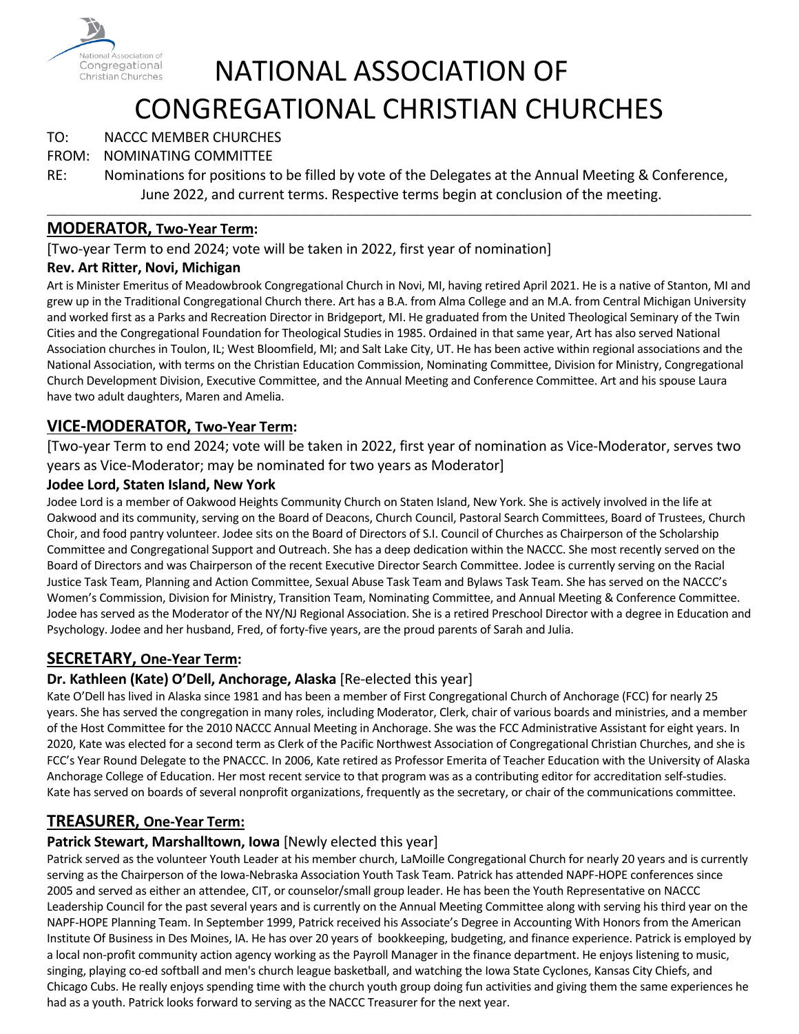# NATIONAL ASSOCIATION OF CONGREGATIONAL CHRISTIAN CHURCHES

TO: NACCC MEMBER CHURCHES

FROM: NOMINATING COMMITTEE

RE: Nominations for positions to be filled by vote of the Delegates at the Annual Meeting & Conference, June 2022, and current terms. Respective terms begin at conclusion of the meeting.

---

## MODERATOR, Two-Year Term:

[Two-year Term to end 2024; vote will be taken in 2022, first year of nomination]

### Rev. Art Ritter, Novi, Michigan

Art is Minister Emeritus of Meadowbrook Congregational Church in Novi, MI, having retired April 2021. He is a native of Stanton, MI and grew up in the Traditional Congregational Church there. Art has a B.A. from Alma College and an M.A. from Central Michigan University and worked first as a Parks and Recreation Director in Bridgeport, MI. He graduated from the United Theological Seminary of the Twin Cities and the Congregational Foundation for Theological Studies in 1985. Ordained in that same year, Art has also served National Association churches in Toulon, IL; West Bloomfield, MI; and Salt Lake City, UT. He has been active within regional associations and the National Association, with terms on the Christian Education Commission, Nominating Committee, Division for Ministry, Congregational Church Development Division, Executive Committee, and the Annual Meeting and Conference Committee. Art and his spouse Laura have two adult daughters, Maren and Amelia.

## VICE-MODERATOR, Two-Year Term:

[Two-year Term to end 2024; vote will be taken in 2022, first year of nomination as Vice-Moderator, serves two years as Vice-Moderator; may be nominated for two years as Moderator]

### Jodee Lord, Staten Island, New York

Jodee Lord is a member of Oakwood Heights Community Church on Staten Island, New York. She is actively involved in the life at Oakwood and its community, serving on the Board of Deacons, Church Council, Pastoral Search Committees, Board of Trustees, Church Choir, and food pantry volunteer. Jodee sits on the Board of Directors of S.I. Council of Churches as Chairperson of the Scholarship Committee and Congregational Support and Outreach. She has a deep dedication within the NACCC. She most recently served on the Board of Directors and was Chairperson of the recent Executive Director Search Committee. Jodee is currently serving on the Racial Justice Task Team, Planning and Action Committee, Sexual Abuse Task Team and Bylaws Task Team. She has served on the NACCC's Women's Commission, Division for Ministry, Transition Team, Nominating Committee, and Annual Meeting & Conference Committee. Jodee has served as the Moderator of the NY/NJ Regional Association. She is a retired Preschool Director with a degree in Education and Psychology. Jodee and her husband, Fred, of forty-five years, are the proud parents of Sarah and Julia.

## SECRETARY, One-Year Term:

### Dr. Kathleen (Kate) O'Dell, Anchorage, Alaska [Re-elected this year]

Kate O'Dell has lived in Alaska since 1981 and has been a member of First Congregational Church of Anchorage (FCC) for nearly 25 years. She has served the congregation in many roles, including Moderator, Clerk, chair of various boards and ministries, and a member of the Host Committee for the 2010 NACCC Annual Meeting in Anchorage. She was the FCC Administrative Assistant for eight years. In 2020, Kate was elected for a second term as Clerk of the Pacific Northwest Association of Congregational Christian Churches, and she is FCC's Year Round Delegate to the PNACCC. In 2006, Kate retired as Professor Emerita of Teacher Education with the University of Alaska Anchorage College of Education. Her most recent service to that program was as a contributing editor for accreditation self-studies. Kate has served on boards of several nonprofit organizations, frequently as the secretary, or chair of the communications committee.

## TREASURER, One-Year Term:

### Patrick Stewart, Marshalltown, Iowa [Newly elected this year]

Patrick served as the volunteer Youth Leader at his member church, LaMoille Congregational Church for nearly 20 years and is currently serving as the Chairperson of the Iowa-Nebraska Association Youth Task Team. Patrick has attended NAPF-HOPE conferences since 2005 and served as either an attendee, CIT, or counselor/small group leader. He has been the Youth Representative on NACCC Leadership Council for the past several years and is currently on the Annual Meeting Committee along with serving his third year on the NAPF-HOPE Planning Team. In September 1999, Patrick received his Associate's Degree in Accounting With Honors from the American Institute Of Business in Des Moines, IA. He has over 20 years of bookkeeping, budgeting, and finance experience. Patrick is employed by a local non-profit community action agency working as the Payroll Manager in the finance department. He enjoys listening to music, singing, playing co-ed softball and men's church league basketball, and watching the Iowa State Cyclones, Kansas City Chiefs, and Chicago Cubs. He really enjoys spending time with the church youth group doing fun activities and giving them the same experiences he had as a youth. Patrick looks forward to serving as the NACCC Treasurer for the next year.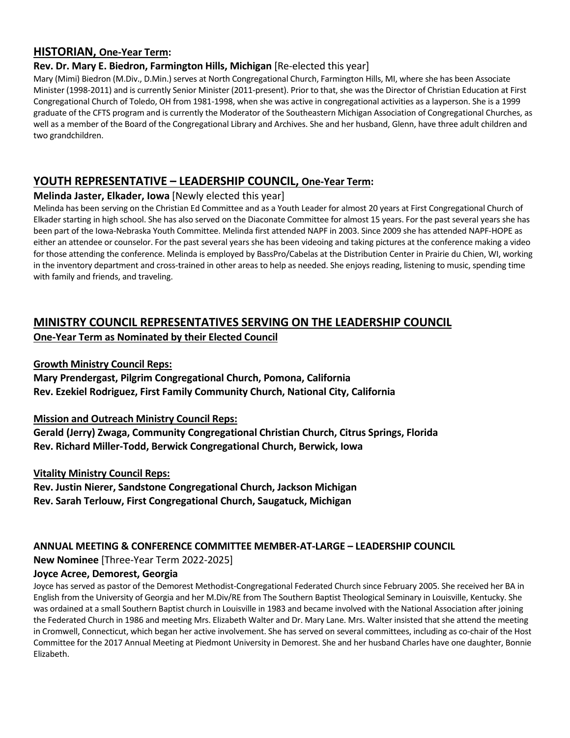## HISTORIAN, One-Year Term:

**Rev. Dr. Mary E. Biedron, Farmington Hills, Michigan** [Re-elected this year]

Mary (Mimi) Biedron (M.Div., D.Min.) serves at North Congregational Church, Farmington Hills, MI, where she has been Associate Minister (1998-2011) and is currently Senior Minister (2011-present). Prior to that, she was the Director of Christian Education at First Congregational Church of Toledo, OH from 1981-1998, when she was active in congregational activities as a layperson. She is a 1999 graduate of the CFTS program and is currently the Moderator of the Southeastern Michigan Association of Congregational Churches, as well as a member of the Board of the Congregational Library and Archives. She and her husband, Glenn, have three adult children and two grandchildren.

## YOUTH REPRESENTATIVE – LEADERSHIP COUNCIL, One-Year Term:

**Melinda Jaster, Elkader, Iowa** [Newly elected this year]

Melinda has been serving on the Christian Ed Committee and as a Youth Leader for almost 20 years at First Congregational Church of Elkader starting in high school. She has also served on the Diaconate Committee for almost 15 years. For the past several years she has been part of the Iowa-Nebraska Youth Committee. Melinda first attended NAPF in 2003. Since 2009 she has attended NAPF-HOPE as either an attendee or counselor. For the past several years she has been videoing and taking pictures at the conference making a video for those attending the conference. Melinda is employed by BassPro/Cabelas at the Distribution Center in Prairie du Chien, WI, working in the inventory department and cross-trained in other areas to help as needed. She enjoys reading, listening to music, spending time with family and friends, and traveling.

## MINISTRY COUNCIL REPRESENTATIVES SERVING ON THE LEADERSHIP COUNCIL

**One-Year Term as Nominated by their Elected Council**

**Growth Ministry Council Reps:**

**Mary Prendergast, Pilgrim Congregational Church, Pomona, California**
**Rev. Ezekiel Rodriguez, First Family Community Church, National City, California**

**Mission and Outreach Ministry Council Reps:**

**Gerald (Jerry) Zwaga, Community Congregational Christian Church, Citrus Springs, Florida**
**Rev. Richard Miller-Todd, Berwick Congregational Church, Berwick, Iowa**

**Vitality Ministry Council Reps:**

**Rev. Justin Nierer, Sandstone Congregational Church, Jackson Michigan**
**Rev. Sarah Terlouw, First Congregational Church, Saugatuck, Michigan**

## ANNUAL MEETING & CONFERENCE COMMITTEE MEMBER-AT-LARGE – LEADERSHIP COUNCIL

**New Nominee** [Three-Year Term 2022-2025]

**Joyce Acree, Demorest, Georgia**

Joyce has served as pastor of the Demorest Methodist-Congregational Federated Church since February 2005. She received her BA in English from the University of Georgia and her M.Div/RE from The Southern Baptist Theological Seminary in Louisville, Kentucky. She was ordained at a small Southern Baptist church in Louisville in 1983 and became involved with the National Association after joining the Federated Church in 1986 and meeting Mrs. Elizabeth Walter and Dr. Mary Lane. Mrs. Walter insisted that she attend the meeting in Cromwell, Connecticut, which began her active involvement. She has served on several committees, including as co-chair of the Host Committee for the 2017 Annual Meeting at Piedmont University in Demorest. She and her husband Charles have one daughter, Bonnie Elizabeth.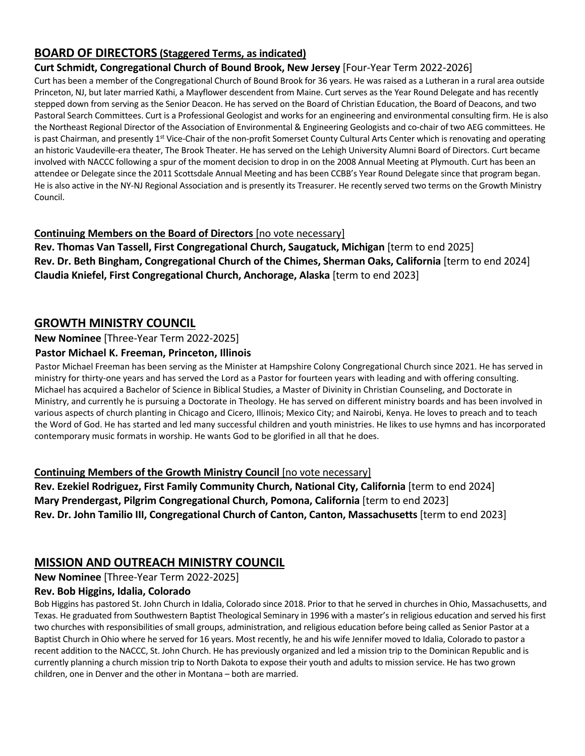## BOARD OF DIRECTORS (Staggered Terms, as indicated)

**Curt Schmidt, Congregational Church of Bound Brook, New Jersey** [Four-Year Term 2022-2026]

Curt has been a member of the Congregational Church of Bound Brook for 36 years. He was raised as a Lutheran in a rural area outside Princeton, NJ, but later married Kathi, a Mayflower descendent from Maine. Curt serves as the Year Round Delegate and has recently stepped down from serving as the Senior Deacon. He has served on the Board of Christian Education, the Board of Deacons, and two Pastoral Search Committees. Curt is a Professional Geologist and works for an engineering and environmental consulting firm. He is also the Northeast Regional Director of the Association of Environmental & Engineering Geologists and co-chair of two AEG committees. He is past Chairman, and presently 1st Vice-Chair of the non-profit Somerset County Cultural Arts Center which is renovating and operating an historic Vaudeville-era theater, The Brook Theater. He has served on the Lehigh University Alumni Board of Directors. Curt became involved with NACCC following a spur of the moment decision to drop in on the 2008 Annual Meeting at Plymouth. Curt has been an attendee or Delegate since the 2011 Scottsdale Annual Meeting and has been CCBB's Year Round Delegate since that program began. He is also active in the NY-NJ Regional Association and is presently its Treasurer. He recently served two terms on the Growth Ministry Council.

**Continuing Members on the Board of Directors** [no vote necessary]

**Rev. Thomas Van Tassell, First Congregational Church, Saugatuck, Michigan** [term to end 2025]
**Rev. Dr. Beth Bingham, Congregational Church of the Chimes, Sherman Oaks, California** [term to end 2024]
**Claudia Kniefel, First Congregational Church, Anchorage, Alaska** [term to end 2023]

## GROWTH MINISTRY COUNCIL

**New Nominee** [Three-Year Term 2022-2025]

**Pastor Michael K. Freeman, Princeton, Illinois**

Pastor Michael Freeman has been serving as the Minister at Hampshire Colony Congregational Church since 2021. He has served in ministry for thirty-one years and has served the Lord as a Pastor for fourteen years with leading and with offering consulting. Michael has acquired a Bachelor of Science in Biblical Studies, a Master of Divinity in Christian Counseling, and Doctorate in Ministry, and currently he is pursuing a Doctorate in Theology. He has served on different ministry boards and has been involved in various aspects of church planting in Chicago and Cicero, Illinois; Mexico City; and Nairobi, Kenya. He loves to preach and to teach the Word of God. He has started and led many successful children and youth ministries. He likes to use hymns and has incorporated contemporary music formats in worship. He wants God to be glorified in all that he does.

**Continuing Members of the Growth Ministry Council** [no vote necessary]

**Rev. Ezekiel Rodriguez, First Family Community Church, National City, California** [term to end 2024]
**Mary Prendergast, Pilgrim Congregational Church, Pomona, California** [term to end 2023]
**Rev. Dr. John Tamilio III, Congregational Church of Canton, Canton, Massachusetts** [term to end 2023]

## MISSION AND OUTREACH MINISTRY COUNCIL

**New Nominee** [Three-Year Term 2022-2025]

**Rev. Bob Higgins, Idalia, Colorado**

Bob Higgins has pastored St. John Church in Idalia, Colorado since 2018. Prior to that he served in churches in Ohio, Massachusetts, and Texas. He graduated from Southwestern Baptist Theological Seminary in 1996 with a master's in religious education and served his first two churches with responsibilities of small groups, administration, and religious education before being called as Senior Pastor at a Baptist Church in Ohio where he served for 16 years. Most recently, he and his wife Jennifer moved to Idalia, Colorado to pastor a recent addition to the NACCC, St. John Church. He has previously organized and led a mission trip to the Dominican Republic and is currently planning a church mission trip to North Dakota to expose their youth and adults to mission service. He has two grown children, one in Denver and the other in Montana – both are married.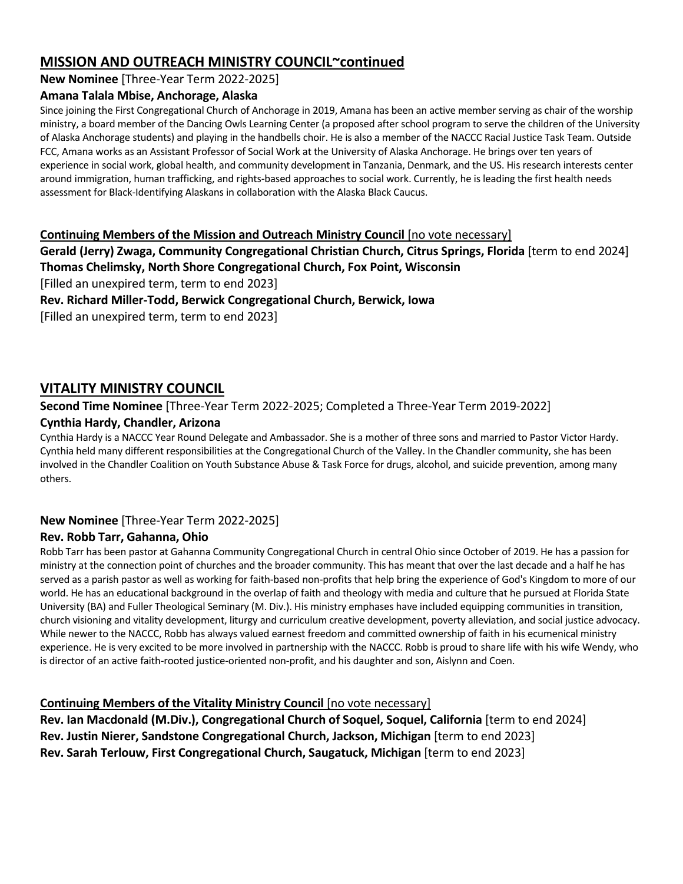## MISSION AND OUTREACH MINISTRY COUNCIL~continued

**New Nominee** [Three-Year Term 2022-2025]

**Amana Talala Mbise, Anchorage, Alaska**

Since joining the First Congregational Church of Anchorage in 2019, Amana has been an active member serving as chair of the worship ministry, a board member of the Dancing Owls Learning Center (a proposed after school program to serve the children of the University of Alaska Anchorage students) and playing in the handbells choir. He is also a member of the NACCC Racial Justice Task Team. Outside FCC, Amana works as an Assistant Professor of Social Work at the University of Alaska Anchorage. He brings over ten years of experience in social work, global health, and community development in Tanzania, Denmark, and the US. His research interests center around immigration, human trafficking, and rights-based approaches to social work. Currently, he is leading the first health needs assessment for Black-Identifying Alaskans in collaboration with the Alaska Black Caucus.

**Continuing Members of the Mission and Outreach Ministry Council** [no vote necessary]

**Gerald (Jerry) Zwaga, Community Congregational Christian Church, Citrus Springs, Florida** [term to end 2024]

**Thomas Chelimsky, North Shore Congregational Church, Fox Point, Wisconsin**
[Filled an unexpired term, term to end 2023]

**Rev. Richard Miller-Todd, Berwick Congregational Church, Berwick, Iowa**
[Filled an unexpired term, term to end 2023]

## VITALITY MINISTRY COUNCIL

**Second Time Nominee** [Three-Year Term 2022-2025; Completed a Three-Year Term 2019-2022]

**Cynthia Hardy, Chandler, Arizona**

Cynthia Hardy is a NACCC Year Round Delegate and Ambassador. She is a mother of three sons and married to Pastor Victor Hardy. Cynthia held many different responsibilities at the Congregational Church of the Valley. In the Chandler community, she has been involved in the Chandler Coalition on Youth Substance Abuse & Task Force for drugs, alcohol, and suicide prevention, among many others.

**New Nominee** [Three-Year Term 2022-2025]

**Rev. Robb Tarr, Gahanna, Ohio**

Robb Tarr has been pastor at Gahanna Community Congregational Church in central Ohio since October of 2019. He has a passion for ministry at the connection point of churches and the broader community. This has meant that over the last decade and a half he has served as a parish pastor as well as working for faith-based non-profits that help bring the experience of God's Kingdom to more of our world. He has an educational background in the overlap of faith and theology with media and culture that he pursued at Florida State University (BA) and Fuller Theological Seminary (M. Div.). His ministry emphases have included equipping communities in transition, church visioning and vitality development, liturgy and curriculum creative development, poverty alleviation, and social justice advocacy. While newer to the NACCC, Robb has always valued earnest freedom and committed ownership of faith in his ecumenical ministry experience. He is very excited to be more involved in partnership with the NACCC. Robb is proud to share life with his wife Wendy, who is director of an active faith-rooted justice-oriented non-profit, and his daughter and son, Aislynn and Coen.

**Continuing Members of the Vitality Ministry Council** [no vote necessary]

**Rev. Ian Macdonald (M.Div.), Congregational Church of Soquel, Soquel, California** [term to end 2024]

**Rev. Justin Nierer, Sandstone Congregational Church, Jackson, Michigan** [term to end 2023]

**Rev. Sarah Terlouw, First Congregational Church, Saugatuck, Michigan** [term to end 2023]